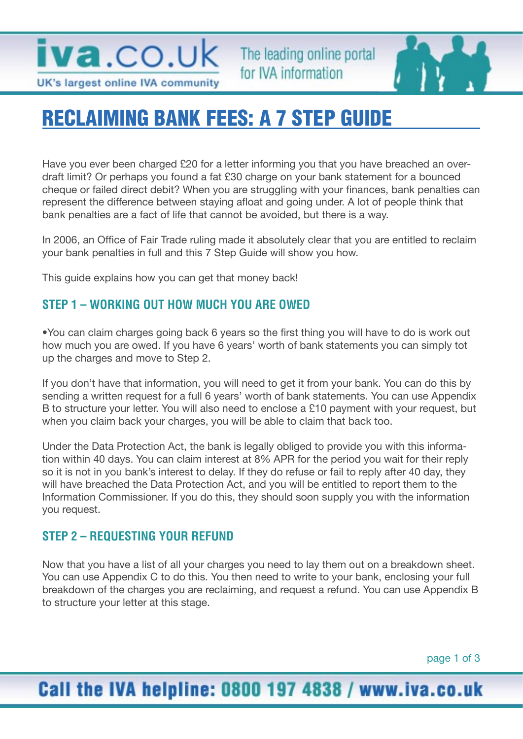# RECLAIMING BANK FEES: A 7 STEP GUIDE

Have you ever been charged £20 for a letter informing you that you have breached an overdraft limit? Or perhaps you found a fat £30 charge on your bank statement for a bounced cheque or failed direct debit? When you are struggling with your finances, bank penalties can represent the difference between staying afloat and going under. A lot of people think that bank penalties are a fact of life that cannot be avoided, but there is a way.

In 2006, an Office of Fair Trade ruling made it absolutely clear that you are entitled to reclaim your bank penalties in full and this 7 Step Guide will show you how.

This guide explains how you can get that money back!

## STEP 1 – WORKING OUT HOW MUCH YOU ARE OWED

- You can claim charges going back 6 years so the first thing you will have to do is work out how much you are owed. If you have 6 years' worth of bank statements you can simply tot up the charges and move to Step 2.

If you don't have that information, you will need to get it from your bank. You can do this by sending a written request for a full 6 years' worth of bank statements. You can use Appendix B to structure your letter. You will also need to enclose a £10 payment with your request, but when you claim back your charges, you will be able to claim that back too.

Under the Data Protection Act, the bank is legally obliged to provide you with this information within 40 days. You can claim interest at 8% APR for the period you wait for their reply so it is not in you bank's interest to delay. If they do refuse or fail to reply after 40 day, they will have breached the Data Protection Act, and you will be entitled to report them to the Information Commissioner. If you do this, they should soon supply you with the information you request.

## STEP 2 – REQUESTING YOUR REFUND

Now that you have a list of all your charges you need to lay them out on a breakdown sheet. You can use Appendix C to do this. You then need to write to your bank, enclosing your full breakdown of the charges you are reclaiming, and request a refund. You can use Appendix B to structure your letter at this stage.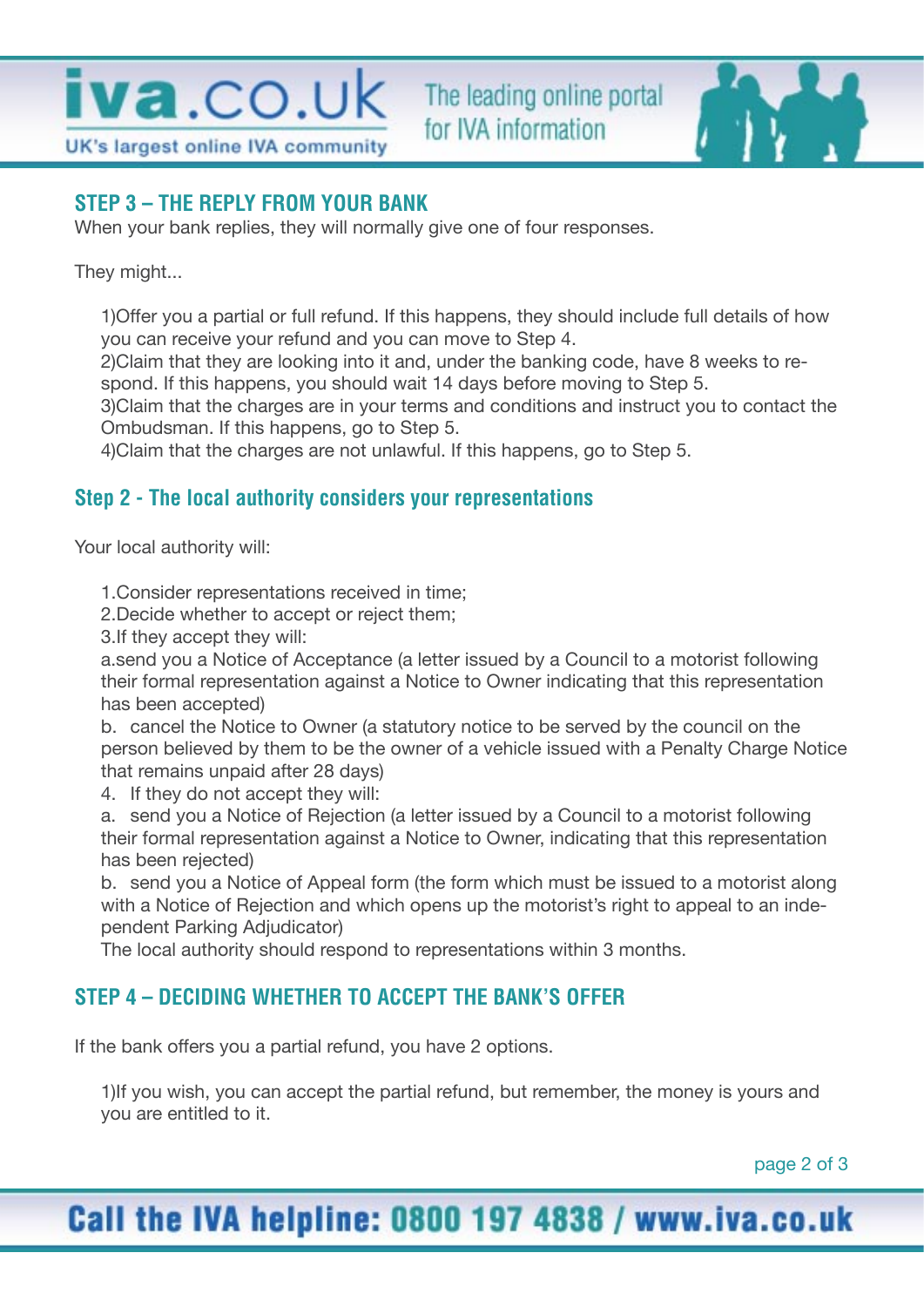## STEP 3 – THE REPLY FROM YOUR BANK

When your bank replies, they will normally give one of four responses.

They might...

1)Offer you a partial or full refund. If this happens, they should include full details of how you can receive your refund and you can move to Step 4.
2)Claim that they are looking into it and, under the banking code, have 8 weeks to respond. If this happens, you should wait 14 days before moving to Step 5.
3)Claim that the charges are in your terms and conditions and instruct you to contact the Ombudsman. If this happens, go to Step 5.
4)Claim that the charges are not unlawful. If this happens, go to Step 5.

## Step 2 - The local authority considers your representations

Your local authority will:

1.Consider representations received in time;
2.Decide whether to accept or reject them;
3.If they accept they will:
a.send you a Notice of Acceptance (a letter issued by a Council to a motorist following their formal representation against a Notice to Owner indicating that this representation has been accepted)
b. cancel the Notice to Owner (a statutory notice to be served by the council on the person believed by them to be the owner of a vehicle issued with a Penalty Charge Notice that remains unpaid after 28 days)
4. If they do not accept they will:
a. send you a Notice of Rejection (a letter issued by a Council to a motorist following their formal representation against a Notice to Owner, indicating that this representation has been rejected)
b. send you a Notice of Appeal form (the form which must be issued to a motorist along with a Notice of Rejection and which opens up the motorist's right to appeal to an independent Parking Adjudicator)
The local authority should respond to representations within 3 months.

## STEP 4 – DECIDING WHETHER TO ACCEPT THE BANK'S OFFER

If the bank offers you a partial refund, you have 2 options.

1)If you wish, you can accept the partial refund, but remember, the money is yours and you are entitled to it.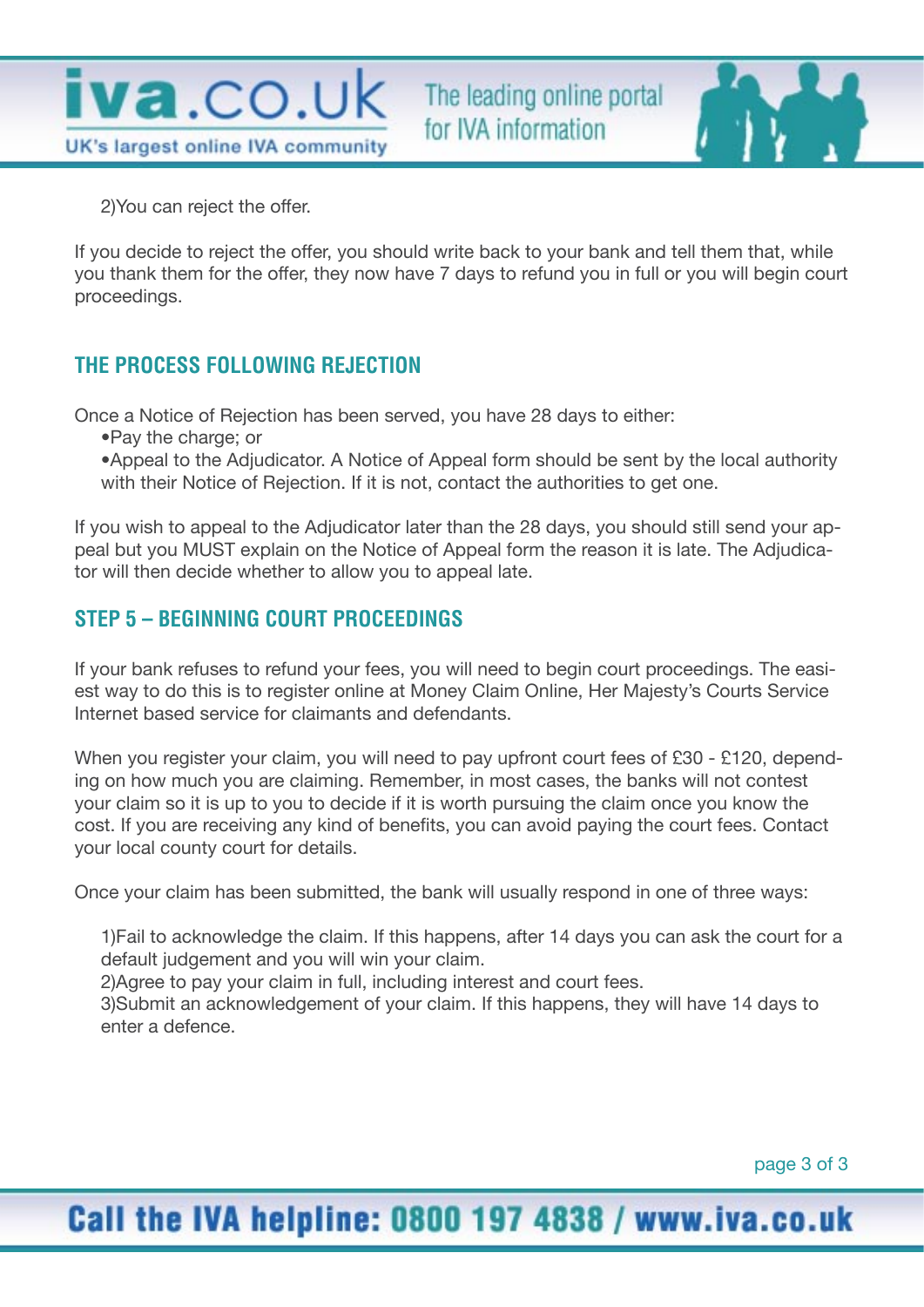2)You can reject the offer.

If you decide to reject the offer, you should write back to your bank and tell them that, while you thank them for the offer, they now have 7 days to refund you in full or you will begin court proceedings.

## THE PROCESS FOLLOWING REJECTION

Once a Notice of Rejection has been served, you have 28 days to either:

- Pay the charge; or
- Appeal to the Adjudicator. A Notice of Appeal form should be sent by the local authority with their Notice of Rejection. If it is not, contact the authorities to get one.

If you wish to appeal to the Adjudicator later than the 28 days, you should still send your appeal but you MUST explain on the Notice of Appeal form the reason it is late. The Adjudicator will then decide whether to allow you to appeal late.

## STEP 5 – BEGINNING COURT PROCEEDINGS

If your bank refuses to refund your fees, you will need to begin court proceedings. The easiest way to do this is to register online at Money Claim Online, Her Majesty's Courts Service Internet based service for claimants and defendants.

When you register your claim, you will need to pay upfront court fees of £30 - £120, depending on how much you are claiming. Remember, in most cases, the banks will not contest your claim so it is up to you to decide if it is worth pursuing the claim once you know the cost. If you are receiving any kind of benefits, you can avoid paying the court fees. Contact your local county court for details.

Once your claim has been submitted, the bank will usually respond in one of three ways:

1)Fail to acknowledge the claim. If this happens, after 14 days you can ask the court for a default judgement and you will win your claim.
2)Agree to pay your claim in full, including interest and court fees.
3)Submit an acknowledgement of your claim. If this happens, they will have 14 days to enter a defence.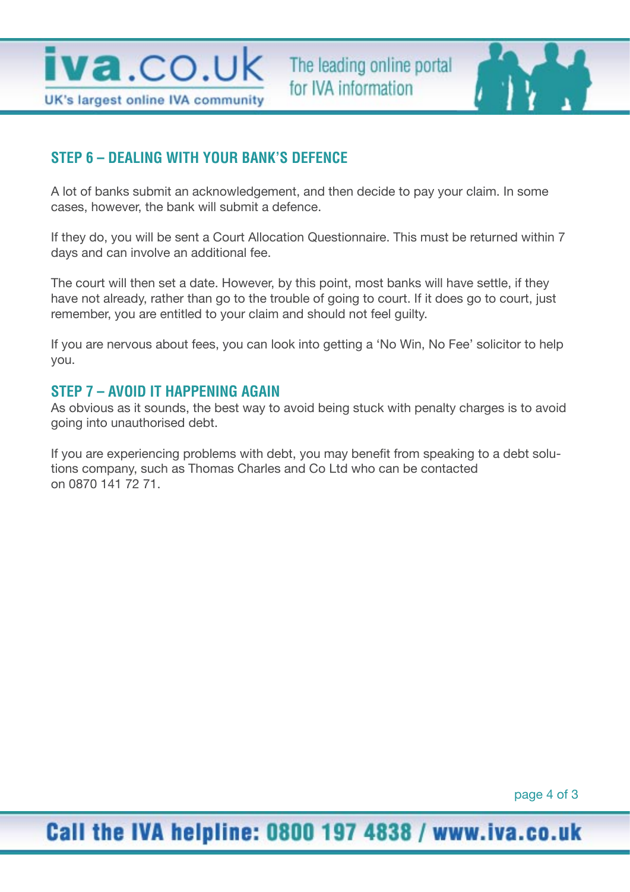## STEP 6 – DEALING WITH YOUR BANK'S DEFENCE

A lot of banks submit an acknowledgement, and then decide to pay your claim. In some cases, however, the bank will submit a defence.

If they do, you will be sent a Court Allocation Questionnaire. This must be returned within 7 days and can involve an additional fee.

The court will then set a date. However, by this point, most banks will have settle, if they have not already, rather than go to the trouble of going to court. If it does go to court, just remember, you are entitled to your claim and should not feel guilty.

If you are nervous about fees, you can look into getting a 'No Win, No Fee' solicitor to help you.

## STEP 7 – AVOID IT HAPPENING AGAIN

As obvious as it sounds, the best way to avoid being stuck with penalty charges is to avoid going into unauthorised debt.

If you are experiencing problems with debt, you may benefit from speaking to a debt solutions company, such as Thomas Charles and Co Ltd who can be contacted on 0870 141 72 71.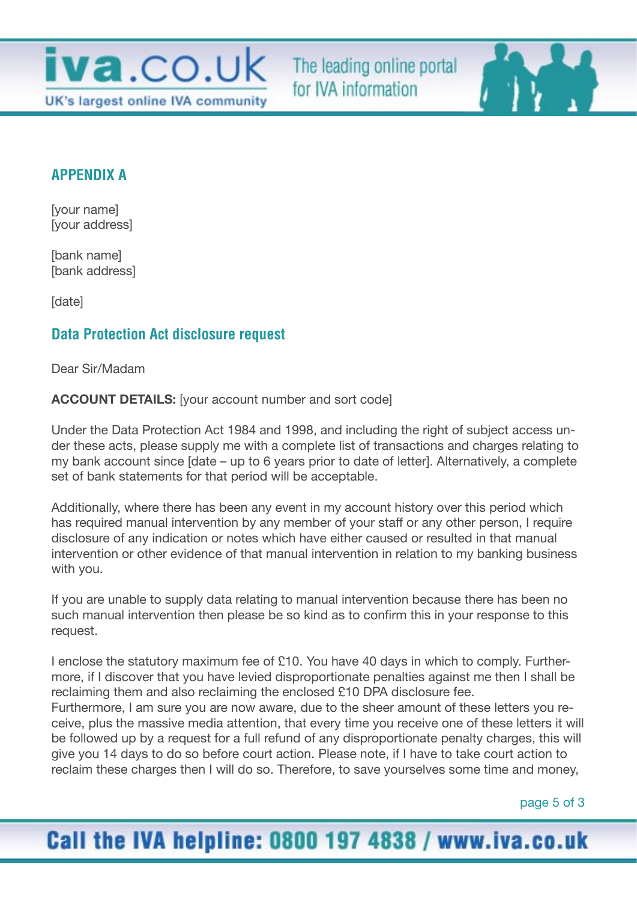## APPENDIX A

[your name]
[your address]

[bank name]
[bank address]

[date]

## Data Protection Act disclosure request

Dear Sir/Madam

**ACCOUNT DETAILS:** [your account number and sort code]

Under the Data Protection Act 1984 and 1998, and including the right of subject access under these acts, please supply me with a complete list of transactions and charges relating to my bank account since [date – up to 6 years prior to date of letter]. Alternatively, a complete set of bank statements for that period will be acceptable.

Additionally, where there has been any event in my account history over this period which has required manual intervention by any member of your staff or any other person, I require disclosure of any indication or notes which have either caused or resulted in that manual intervention or other evidence of that manual intervention in relation to my banking business with you.

If you are unable to supply data relating to manual intervention because there has been no such manual intervention then please be so kind as to confirm this in your response to this request.

I enclose the statutory maximum fee of £10. You have 40 days in which to comply. Furthermore, if I discover that you have levied disproportionate penalties against me then I shall be reclaiming them and also reclaiming the enclosed £10 DPA disclosure fee.
Furthermore, I am sure you are now aware, due to the sheer amount of these letters you receive, plus the massive media attention, that every time you receive one of these letters it will be followed up by a request for a full refund of any disproportionate penalty charges, this will give you 14 days to do so before court action. Please note, if I have to take court action to reclaim these charges then I will do so. Therefore, to save yourselves some time and money,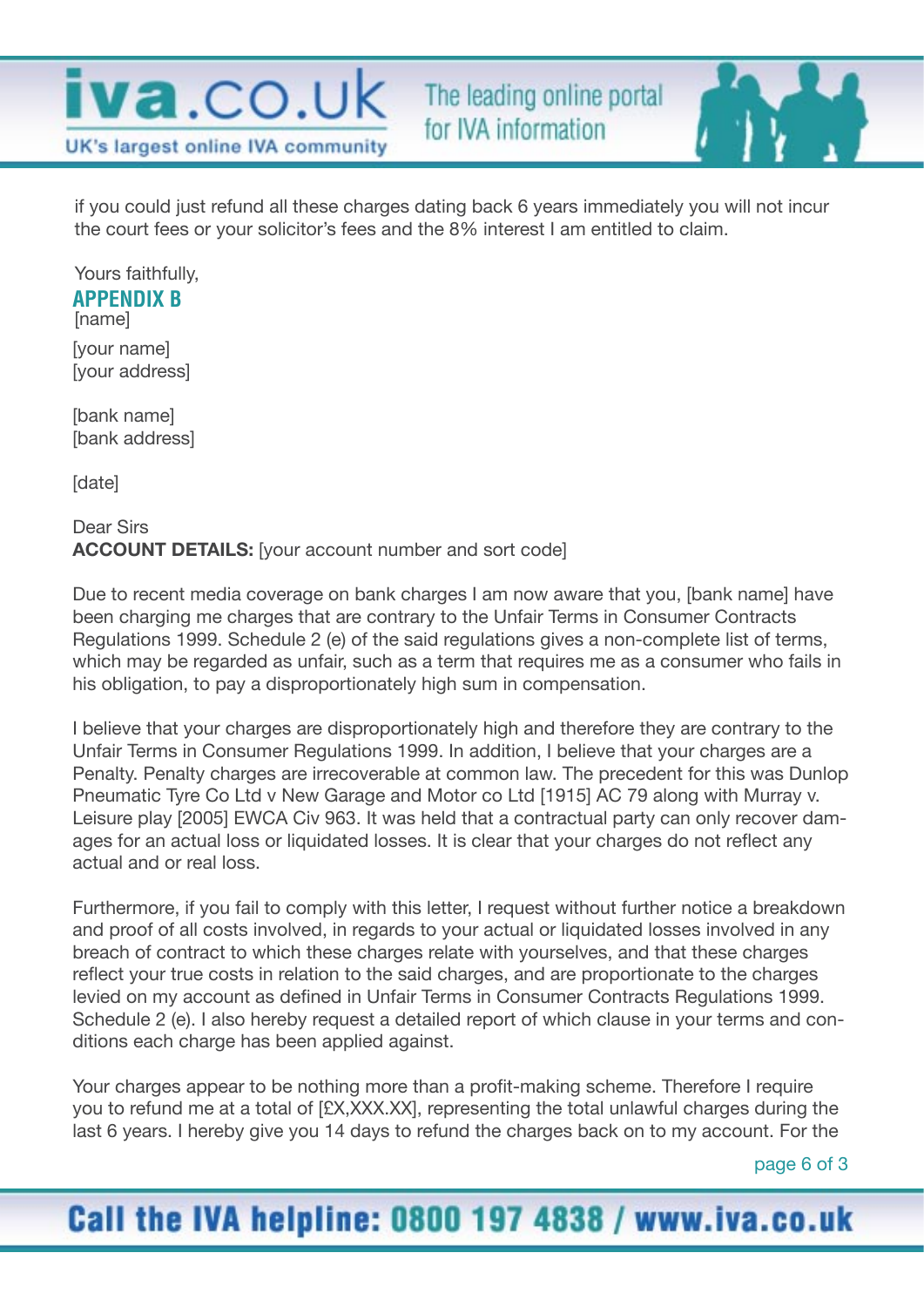if you could just refund all these charges dating back 6 years immediately you will not incur the court fees or your solicitor's fees and the 8% interest I am entitled to claim.

Yours faithfully,

## APPENDIX B

[name]

[your name]
[your address]

[bank name]
[bank address]

[date]

Dear Sirs
**ACCOUNT DETAILS:** [your account number and sort code]

Due to recent media coverage on bank charges I am now aware that you, [bank name] have been charging me charges that are contrary to the Unfair Terms in Consumer Contracts Regulations 1999. Schedule 2 (e) of the said regulations gives a non-complete list of terms, which may be regarded as unfair, such as a term that requires me as a consumer who fails in his obligation, to pay a disproportionately high sum in compensation.

I believe that your charges are disproportionately high and therefore they are contrary to the Unfair Terms in Consumer Regulations 1999. In addition, I believe that your charges are a Penalty. Penalty charges are irrecoverable at common law. The precedent for this was Dunlop Pneumatic Tyre Co Ltd v New Garage and Motor co Ltd [1915] AC 79 along with Murray v. Leisure play [2005] EWCA Civ 963. It was held that a contractual party can only recover damages for an actual loss or liquidated losses. It is clear that your charges do not reflect any actual and or real loss.

Furthermore, if you fail to comply with this letter, I request without further notice a breakdown and proof of all costs involved, in regards to your actual or liquidated losses involved in any breach of contract to which these charges relate with yourselves, and that these charges reflect your true costs in relation to the said charges, and are proportionate to the charges levied on my account as defined in Unfair Terms in Consumer Contracts Regulations 1999. Schedule 2 (e). I also hereby request a detailed report of which clause in your terms and conditions each charge has been applied against.

Your charges appear to be nothing more than a profit-making scheme. Therefore I require you to refund me at a total of [£X,XXX.XX], representing the total unlawful charges during the last 6 years. I hereby give you 14 days to refund the charges back on to my account. For the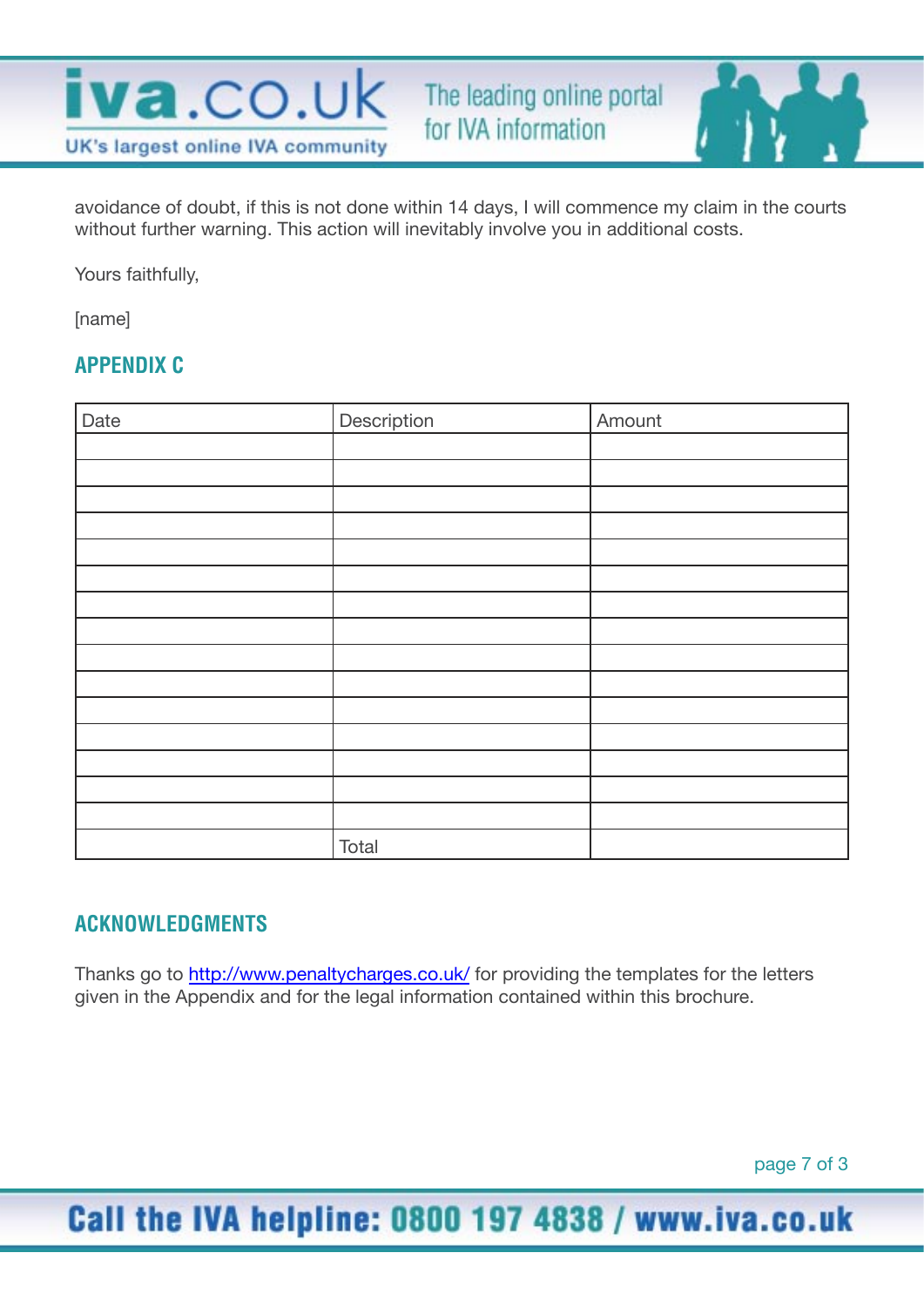avoidance of doubt, if this is not done within 14 days, I will commence my claim in the courts without further warning. This action will inevitably involve you in additional costs.

Yours faithfully,

[name]

## APPENDIX C

| Date | Description | Amount |
|---|---|---|
| | | |
| | | |
| | | |
| | | |
| | | |
| | | |
| | | |
| | | |
| | | |
| | | |
| | | |
| | | |
| | | |
| | | |
| | | |
| | Total | |

## ACKNOWLEDGMENTS

Thanks go to http://www.penaltycharges.co.uk/ for providing the templates for the letters given in the Appendix and for the legal information contained within this brochure.